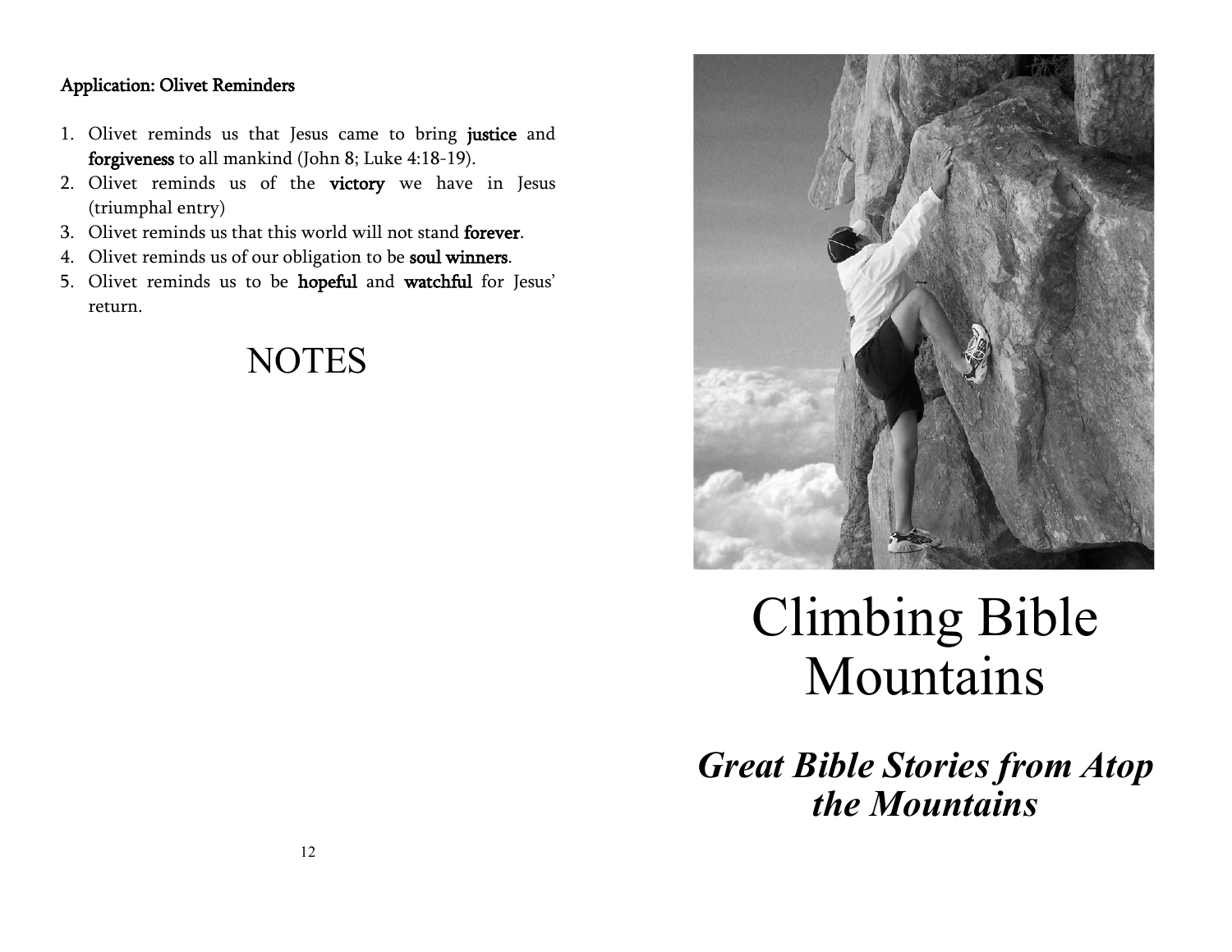**Application: Olivet Reminders**

1. Olivet reminds us that Jesus came to bring **justice** and **forgiveness** to all mankind (John 8; Luke 4:18-19).
2. Olivet reminds us of the **victory** we have in Jesus (triumphal entry)
3. Olivet reminds us that this world will not stand **forever**.
4. Olivet reminds us of our obligation to be **soul winners**.
5. Olivet reminds us to be **hopeful** and **watchful** for Jesus' return.

# NOTES

# Climbing Bible Mountains

## ***Great Bible Stories from Atop the Mountains***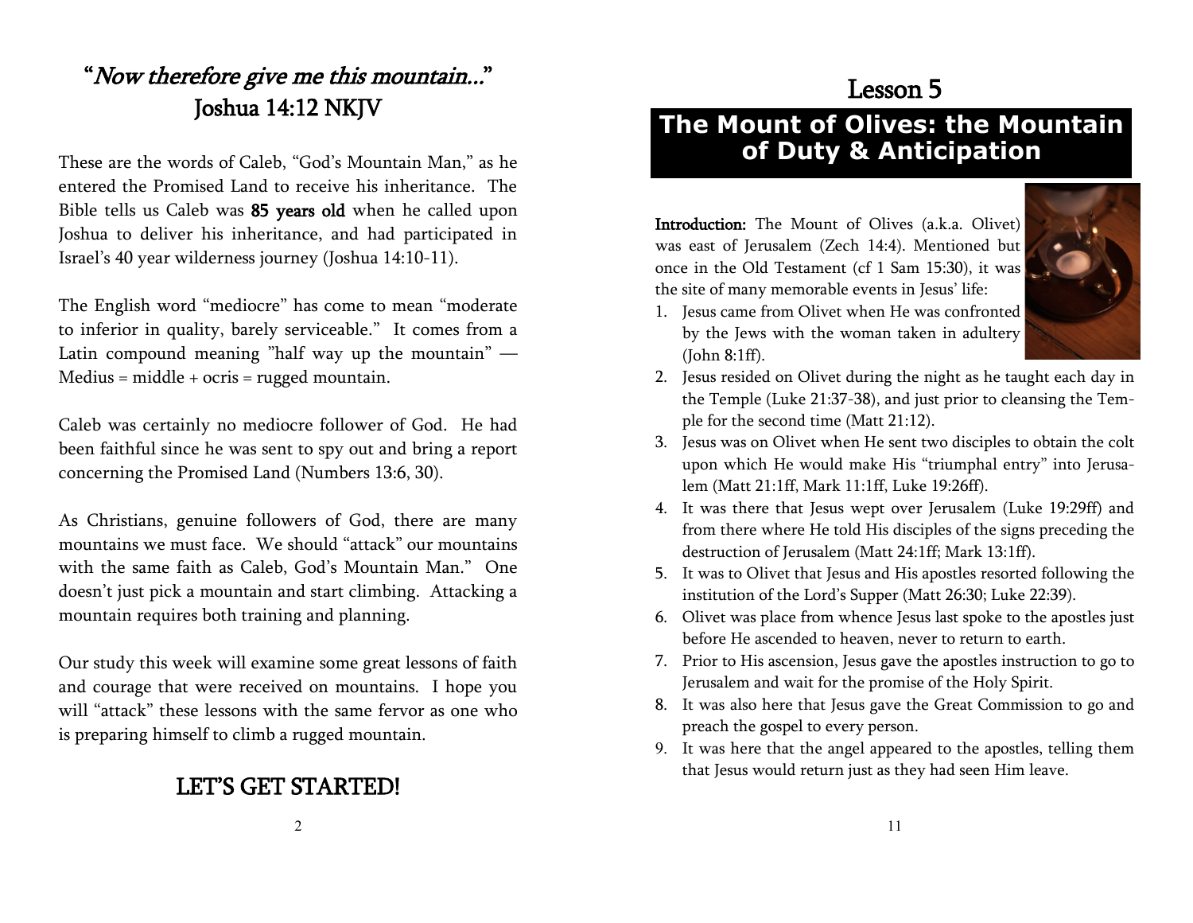## "*Now therefore give me this mountain...*" Joshua 14:12 NKJV

These are the words of Caleb, "God's Mountain Man," as he entered the Promised Land to receive his inheritance. The Bible tells us Caleb was **85 years old** when he called upon Joshua to deliver his inheritance, and had participated in Israel's 40 year wilderness journey (Joshua 14:10-11).

The English word "mediocre" has come to mean "moderate to inferior in quality, barely serviceable." It comes from a Latin compound meaning "half way up the mountain" — Medius = middle + ocris = rugged mountain.

Caleb was certainly no mediocre follower of God. He had been faithful since he was sent to spy out and bring a report concerning the Promised Land (Numbers 13:6, 30).

As Christians, genuine followers of God, there are many mountains we must face. We should "attack" our mountains with the same faith as Caleb, God's Mountain Man." One doesn't just pick a mountain and start climbing. Attacking a mountain requires both training and planning.

Our study this week will examine some great lessons of faith and courage that were received on mountains. I hope you will "attack" these lessons with the same fervor as one who is preparing himself to climb a rugged mountain.

## LET'S GET STARTED!

# Lesson 5

## The Mount of Olives: the Mountain of Duty & Anticipation

**Introduction:** The Mount of Olives (a.k.a. Olivet) was east of Jerusalem (Zech 14:4). Mentioned but once in the Old Testament (cf 1 Sam 15:30), it was the site of many memorable events in Jesus' life:

1. Jesus came from Olivet when He was confronted by the Jews with the woman taken in adultery (John 8:1ff).
2. Jesus resided on Olivet during the night as he taught each day in the Temple (Luke 21:37-38), and just prior to cleansing the Temple for the second time (Matt 21:12).
3. Jesus was on Olivet when He sent two disciples to obtain the colt upon which He would make His "triumphal entry" into Jerusalem (Matt 21:1ff, Mark 11:1ff, Luke 19:26ff).
4. It was there that Jesus wept over Jerusalem (Luke 19:29ff) and from there where He told His disciples of the signs preceding the destruction of Jerusalem (Matt 24:1ff; Mark 13:1ff).
5. It was to Olivet that Jesus and His apostles resorted following the institution of the Lord's Supper (Matt 26:30; Luke 22:39).
6. Olivet was place from whence Jesus last spoke to the apostles just before He ascended to heaven, never to return to earth.
7. Prior to His ascension, Jesus gave the apostles instruction to go to Jerusalem and wait for the promise of the Holy Spirit.
8. It was also here that Jesus gave the Great Commission to go and preach the gospel to every person.
9. It was here that the angel appeared to the apostles, telling them that Jesus would return just as they had seen Him leave.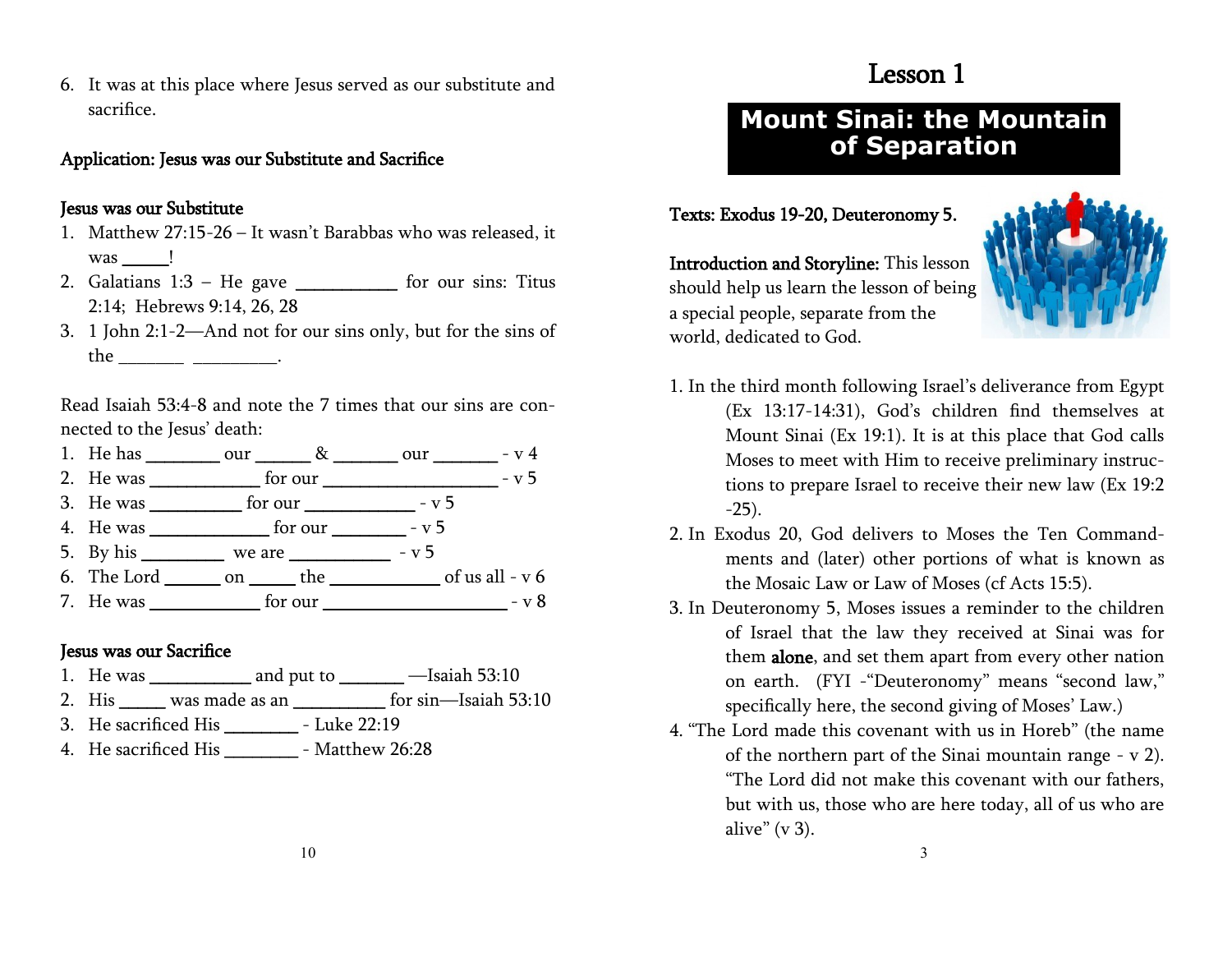6. It was at this place where Jesus served as our substitute and sacrifice.

**Application: Jesus was our Substitute and Sacrifice**

**Jesus was our Substitute**

1. Matthew 27:15-26 – It wasn't Barabbas who was released, it was _____!
2. Galatians 1:3 – He gave ___________ for our sins: Titus 2:14; Hebrews 9:14, 26, 28
3. 1 John 2:1-2—And not for our sins only, but for the sins of the _______ _________.

Read Isaiah 53:4-8 and note the 7 times that our sins are connected to the Jesus' death:

1. He has ________ our ______ & _______ our _______ - v 4
2. He was ____________ for our ___________________ - v 5
3. He was __________ for our ____________ - v 5
4. He was _____________ for our ________ - v 5
5. By his _________ we are ___________ - v 5
6. The Lord ______ on _____ the ____________ of us all - v 6
7. He was ____________ for our ____________________ - v 8

**Jesus was our Sacrifice**

1. He was ___________ and put to _______ —Isaiah 53:10
2. His _____ was made as an __________ for sin—Isaiah 53:10
3. He sacrificed His ________ - Luke 22:19
4. He sacrificed His ________ - Matthew 26:28

# Lesson 1

## Mount Sinai: the Mountain of Separation

**Texts: Exodus 19-20, Deuteronomy 5.**

**Introduction and Storyline:** This lesson should help us learn the lesson of being a special people, separate from the world, dedicated to God.

1. In the third month following Israel's deliverance from Egypt (Ex 13:17-14:31), God's children find themselves at Mount Sinai (Ex 19:1). It is at this place that God calls Moses to meet with Him to receive preliminary instructions to prepare Israel to receive their new law (Ex 19:2 -25).
2. In Exodus 20, God delivers to Moses the Ten Commandments and (later) other portions of what is known as the Mosaic Law or Law of Moses (cf Acts 15:5).
3. In Deuteronomy 5, Moses issues a reminder to the children of Israel that the law they received at Sinai was for them **alone**, and set them apart from every other nation on earth. (FYI -"Deuteronomy" means "second law," specifically here, the second giving of Moses' Law.)
4. "The Lord made this covenant with us in Horeb" (the name of the northern part of the Sinai mountain range - v 2). "The Lord did not make this covenant with our fathers, but with us, those who are here today, all of us who are alive" (v 3).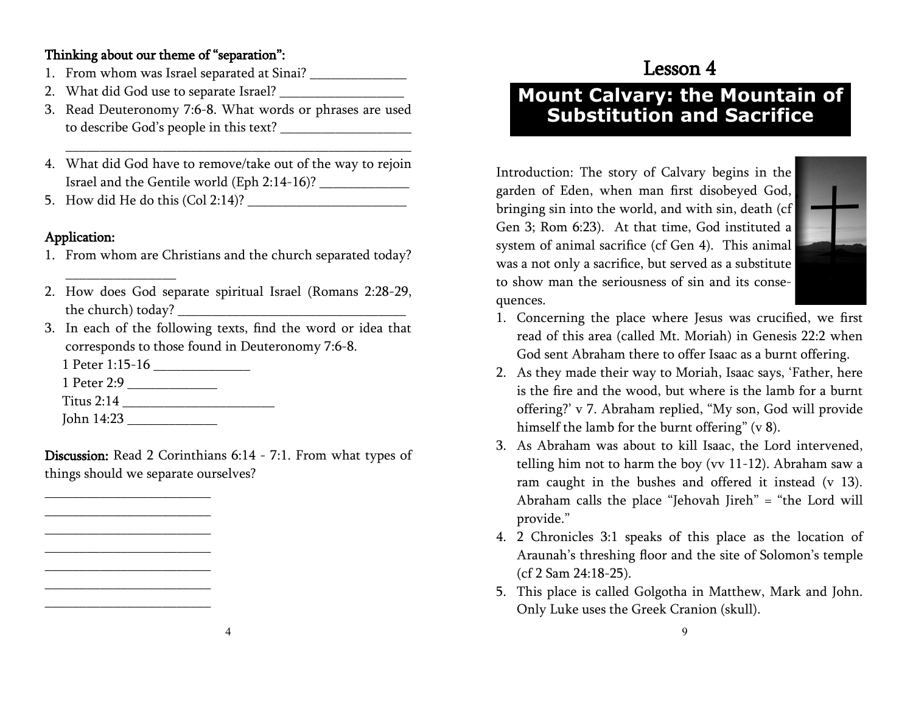**Thinking about our theme of "separation":**

1. From whom was Israel separated at Sinai? ______________
2. What did God use to separate Israel? __________________
3. Read Deuteronomy 7:6-8. What words or phrases are used to describe God's people in this text? ___________________ _______________________________________________________
4. What did God have to remove/take out of the way to rejoin Israel and the Gentile world (Eph 2:14-16)? _____________
5. How did He do this (Col 2:14)? ________________________

**Application:**

1. From whom are Christians and the church separated today? ________________
2. How does God separate spiritual Israel (Romans 2:28-29, the church) today? __________________________________
3. In each of the following texts, find the word or idea that corresponds to those found in Deuteronomy 7:6-8.
   1 Peter 1:15-16 ______________
   1 Peter 2:9 _____________
   Titus 2:14 ______________________
   John 14:23 _____________

**Discussion:** Read 2 Corinthians 6:14 - 7:1. From what types of things should we separate ourselves?

_________________________
_________________________
_________________________
_________________________
_________________________
_________________________
_________________________

# Lesson 4

## Mount Calvary: the Mountain of Substitution and Sacrifice

Introduction: The story of Calvary begins in the garden of Eden, when man first disobeyed God, bringing sin into the world, and with sin, death (cf Gen 3; Rom 6:23). At that time, God instituted a system of animal sacrifice (cf Gen 4). This animal was a not only a sacrifice, but served as a substitute to show man the seriousness of sin and its consequences.

1. Concerning the place where Jesus was crucified, we first read of this area (called Mt. Moriah) in Genesis 22:2 when God sent Abraham there to offer Isaac as a burnt offering.
2. As they made their way to Moriah, Isaac says, 'Father, here is the fire and the wood, but where is the lamb for a burnt offering?' v 7. Abraham replied, "My son, God will provide himself the lamb for the burnt offering" (v 8).
3. As Abraham was about to kill Isaac, the Lord intervened, telling him not to harm the boy (vv 11-12). Abraham saw a ram caught in the bushes and offered it instead (v 13). Abraham calls the place "Jehovah Jireh" = "the Lord will provide."
4. 2 Chronicles 3:1 speaks of this place as the location of Araunah's threshing floor and the site of Solomon's temple (cf 2 Sam 24:18-25).
5. This place is called Golgotha in Matthew, Mark and John. Only Luke uses the Greek Cranion (skull).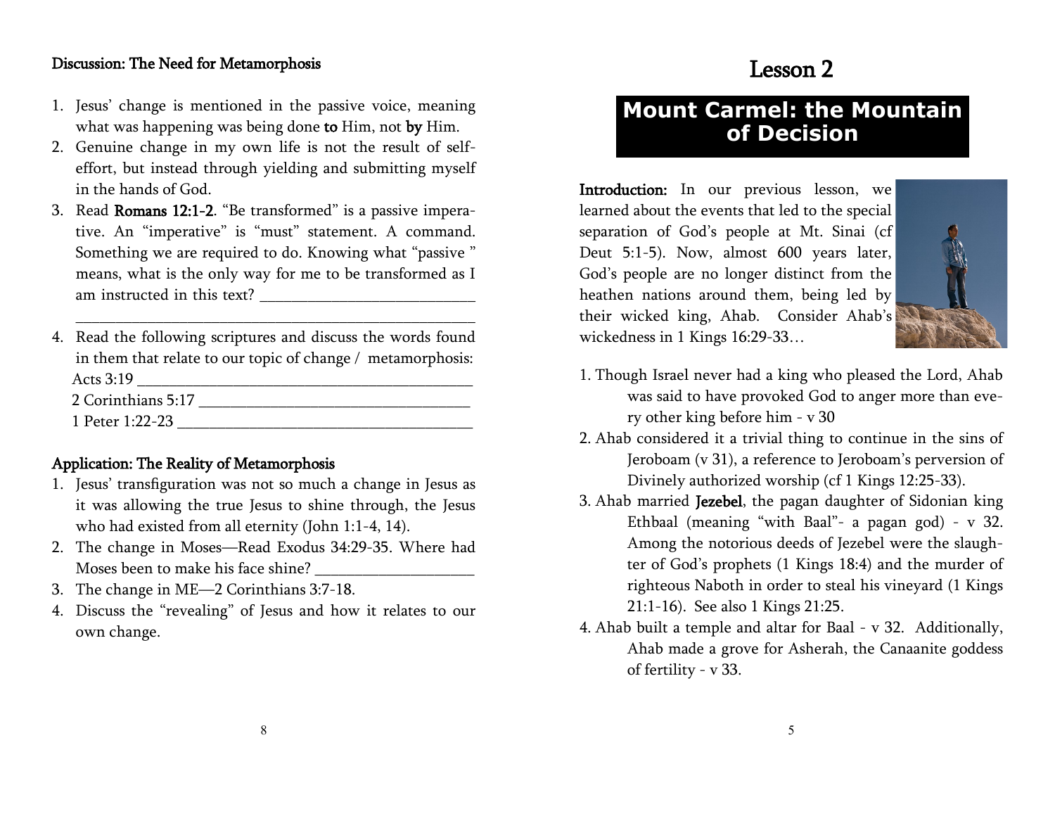### Discussion: The Need for Metamorphosis

1. Jesus' change is mentioned in the passive voice, meaning what was happening was being done **to** Him, not **by** Him.
2. Genuine change in my own life is not the result of self-effort, but instead through yielding and submitting myself in the hands of God.
3. Read **Romans 12:1-2**. "Be transformed" is a passive imperative. An "imperative" is "must" statement. A command. Something we are required to do. Knowing what "passive " means, what is the only way for me to be transformed as I am instructed in this text? ___________________________

   ___________________________________________________
4. Read the following scriptures and discuss the words found in them that relate to our topic of change / metamorphosis:
   Acts 3:19 ___________________________________________
   2 Corinthians 5:17 __________________________________
   1 Peter 1:22-23 ______________________________________

### Application: The Reality of Metamorphosis

1. Jesus' transfiguration was not so much a change in Jesus as it was allowing the true Jesus to shine through, the Jesus who had existed from all eternity (John 1:1-4, 14).
2. The change in Moses—Read Exodus 34:29-35. Where had Moses been to make his face shine? ___________________
3. The change in ME—2 Corinthians 3:7-18.
4. Discuss the "revealing" of Jesus and how it relates to our own change.

# Lesson 2

## Mount Carmel: the Mountain of Decision

**Introduction:** In our previous lesson, we learned about the events that led to the special separation of God's people at Mt. Sinai (cf Deut 5:1-5). Now, almost 600 years later, God's people are no longer distinct from the heathen nations around them, being led by their wicked king, Ahab. Consider Ahab's wickedness in 1 Kings 16:29-33…

1. Though Israel never had a king who pleased the Lord, Ahab was said to have provoked God to anger more than every other king before him - v 30
2. Ahab considered it a trivial thing to continue in the sins of Jeroboam (v 31), a reference to Jeroboam's perversion of Divinely authorized worship (cf 1 Kings 12:25-33).
3. Ahab married **Jezebel**, the pagan daughter of Sidonian king Ethbaal (meaning "with Baal"- a pagan god) - v 32. Among the notorious deeds of Jezebel were the slaughter of God's prophets (1 Kings 18:4) and the murder of righteous Naboth in order to steal his vineyard (1 Kings 21:1-16). See also 1 Kings 21:25.
4. Ahab built a temple and altar for Baal - v 32. Additionally, Ahab made a grove for Asherah, the Canaanite goddess of fertility - v 33.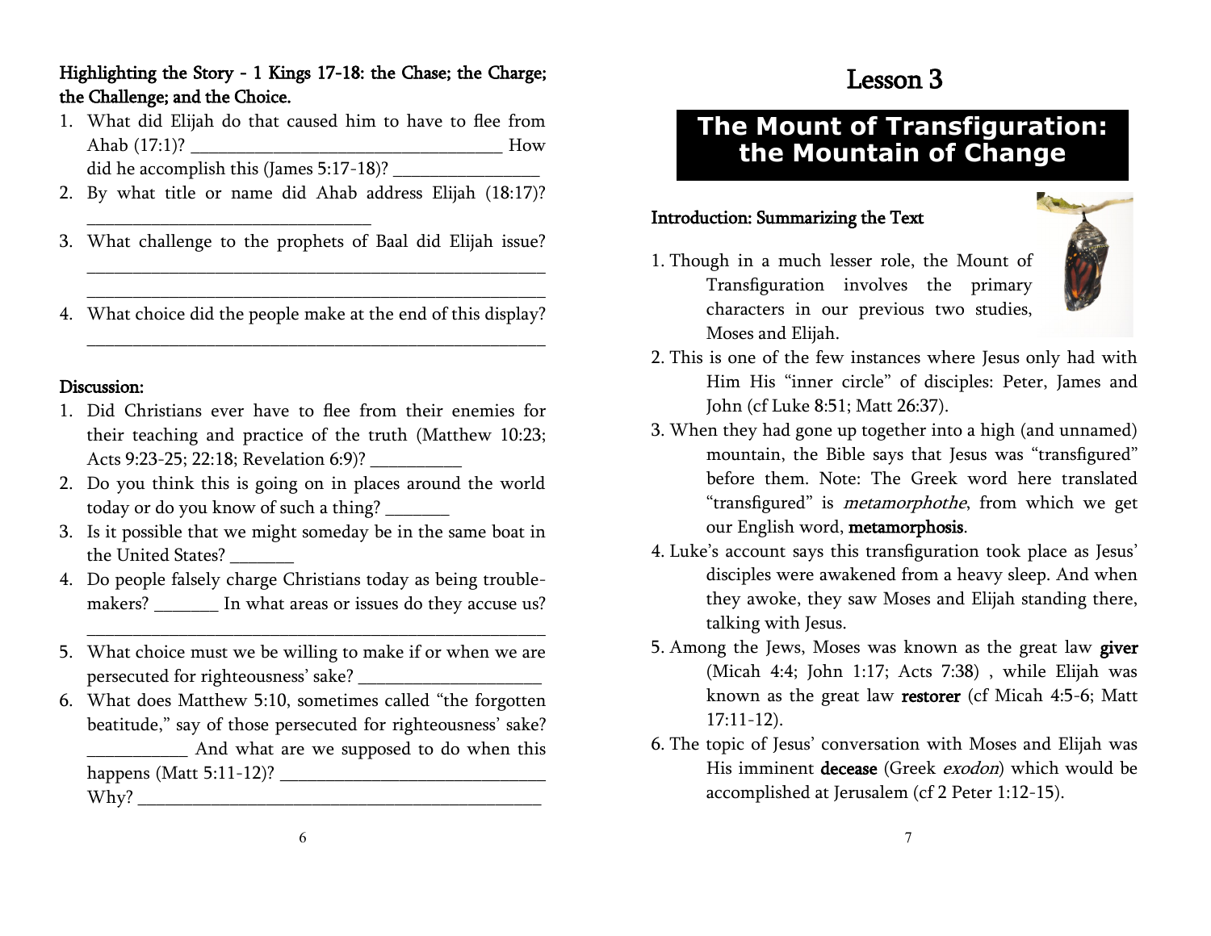**Highlighting the Story - 1 Kings 17-18: the Chase; the Charge; the Challenge; and the Choice.**

1. What did Elijah do that caused him to have to flee from Ahab (17:1)? ___________________________________ How did he accomplish this (James 5:17-18)? ________________
2. By what title or name did Ahab address Elijah (18:17)? ________________________________
3. What challenge to the prophets of Baal did Elijah issue? __________________________________________________ __________________________________________________
4. What choice did the people make at the end of this display? __________________________________________________

**Discussion:**

1. Did Christians ever have to flee from their enemies for their teaching and practice of the truth (Matthew 10:23; Acts 9:23-25; 22:18; Revelation 6:9)? __________
2. Do you think this is going on in places around the world today or do you know of such a thing? _______
3. Is it possible that we might someday be in the same boat in the United States? _______
4. Do people falsely charge Christians today as being trouble-makers? _______ In what areas or issues do they accuse us? __________________________________________________
5. What choice must we be willing to make if or when we are persecuted for righteousness' sake? ____________________
6. What does Matthew 5:10, sometimes called "the forgotten beatitude," say of those persecuted for righteousness' sake? ___________ And what are we supposed to do when this happens (Matt 5:11-12)? _____________________________ Why? ______________________________________________

# Lesson 3

## The Mount of Transfiguration: the Mountain of Change

**Introduction: Summarizing the Text**

1. Though in a much lesser role, the Mount of Transfiguration involves the primary characters in our previous two studies, Moses and Elijah.
2. This is one of the few instances where Jesus only had with Him His "inner circle" of disciples: Peter, James and John (cf Luke 8:51; Matt 26:37).
3. When they had gone up together into a high (and unnamed) mountain, the Bible says that Jesus was "transfigured" before them. Note: The Greek word here translated "transfigured" is *metamorphothe*, from which we get our English word, **metamorphosis**.
4. Luke's account says this transfiguration took place as Jesus' disciples were awakened from a heavy sleep. And when they awoke, they saw Moses and Elijah standing there, talking with Jesus.
5. Among the Jews, Moses was known as the great law **giver** (Micah 4:4; John 1:17; Acts 7:38) , while Elijah was known as the great law **restorer** (cf Micah 4:5-6; Matt 17:11-12).
6. The topic of Jesus' conversation with Moses and Elijah was His imminent **decease** (Greek *exodon*) which would be accomplished at Jerusalem (cf 2 Peter 1:12-15).